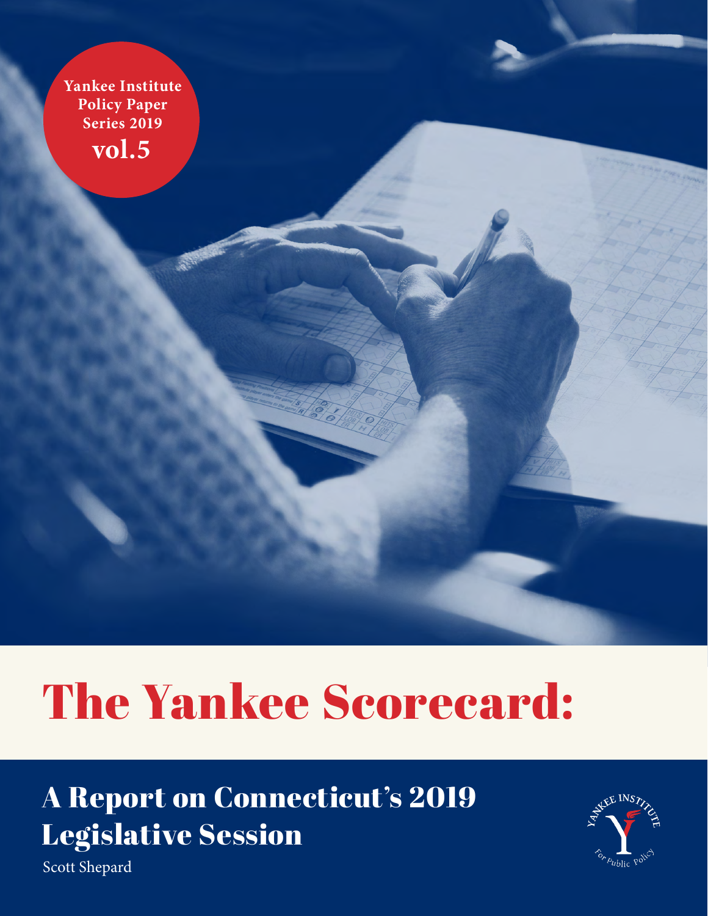Yankee Institute Policy Paper Series 2019

**vol.5**

# The Yankee Scorecard:

## A Report on Connecticut's 2019 Legislative Session

Scott Shepard

Yankee Institute For Public Policy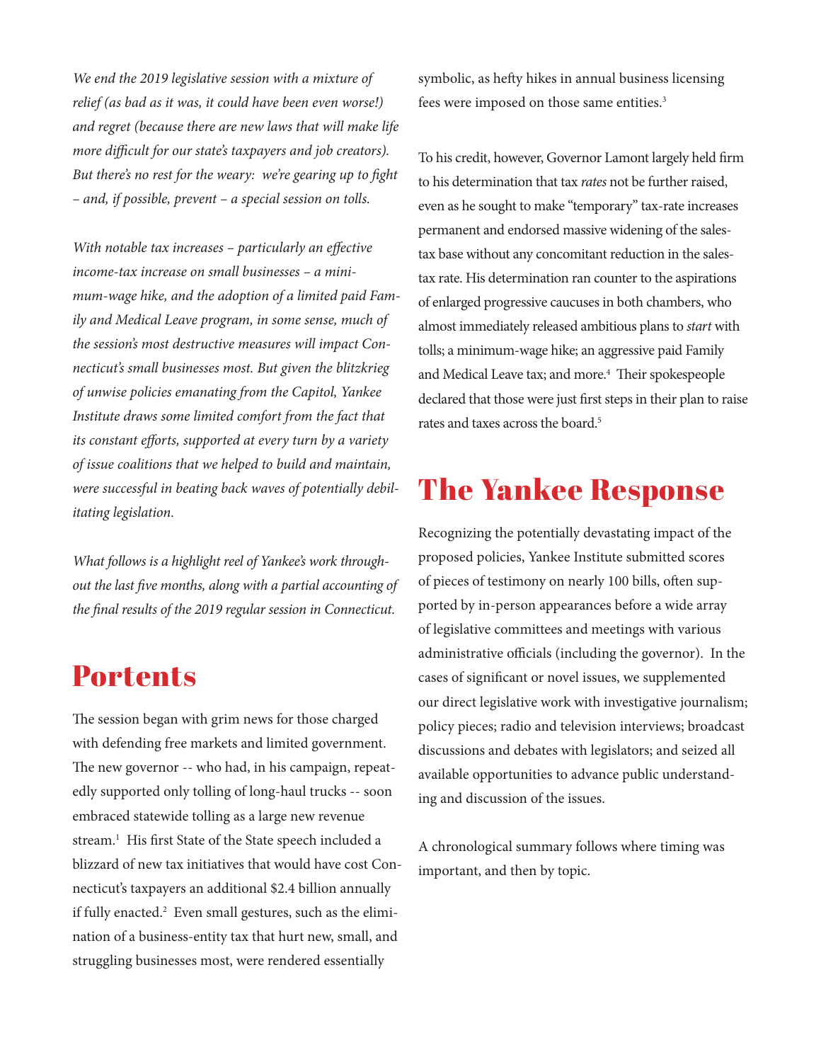*We end the 2019 legislative session with a mixture of relief (as bad as it was, it could have been even worse!) and regret (because there are new laws that will make life more difficult for our state's taxpayers and job creators). But there's no rest for the weary: we're gearing up to fight – and, if possible, prevent – a special session on tolls.*

*With notable tax increases – particularly an effective income-tax increase on small businesses – a minimum-wage hike, and the adoption of a limited paid Family and Medical Leave program, in some sense, much of the session's most destructive measures will impact Connecticut's small businesses most. But given the blitzkrieg of unwise policies emanating from the Capitol, Yankee Institute draws some limited comfort from the fact that its constant efforts, supported at every turn by a variety of issue coalitions that we helped to build and maintain, were successful in beating back waves of potentially debilitating legislation.*

*What follows is a highlight reel of Yankee's work throughout the last five months, along with a partial accounting of the final results of the 2019 regular session in Connecticut.*

## Portents

The session began with grim news for those charged with defending free markets and limited government. The new governor -- who had, in his campaign, repeatedly supported only tolling of long-haul trucks -- soon embraced statewide tolling as a large new revenue stream.[1] His first State of the State speech included a blizzard of new tax initiatives that would have cost Connecticut's taxpayers an additional $2.4 billion annually if fully enacted.[2] Even small gestures, such as the elimination of a business-entity tax that hurt new, small, and struggling businesses most, were rendered essentially symbolic, as hefty hikes in annual business licensing fees were imposed on those same entities.[3]

To his credit, however, Governor Lamont largely held firm to his determination that tax *rates* not be further raised, even as he sought to make "temporary" tax-rate increases permanent and endorsed massive widening of the sales-tax base without any concomitant reduction in the sales-tax rate. His determination ran counter to the aspirations of enlarged progressive caucuses in both chambers, who almost immediately released ambitious plans to *start* with tolls; a minimum-wage hike; an aggressive paid Family and Medical Leave tax; and more.[4] Their spokespeople declared that those were just first steps in their plan to raise rates and taxes across the board.[5]

## The Yankee Response

Recognizing the potentially devastating impact of the proposed policies, Yankee Institute submitted scores of pieces of testimony on nearly 100 bills, often supported by in-person appearances before a wide array of legislative committees and meetings with various administrative officials (including the governor). In the cases of significant or novel issues, we supplemented our direct legislative work with investigative journalism; policy pieces; radio and television interviews; broadcast discussions and debates with legislators; and seized all available opportunities to advance public understanding and discussion of the issues.

A chronological summary follows where timing was important, and then by topic.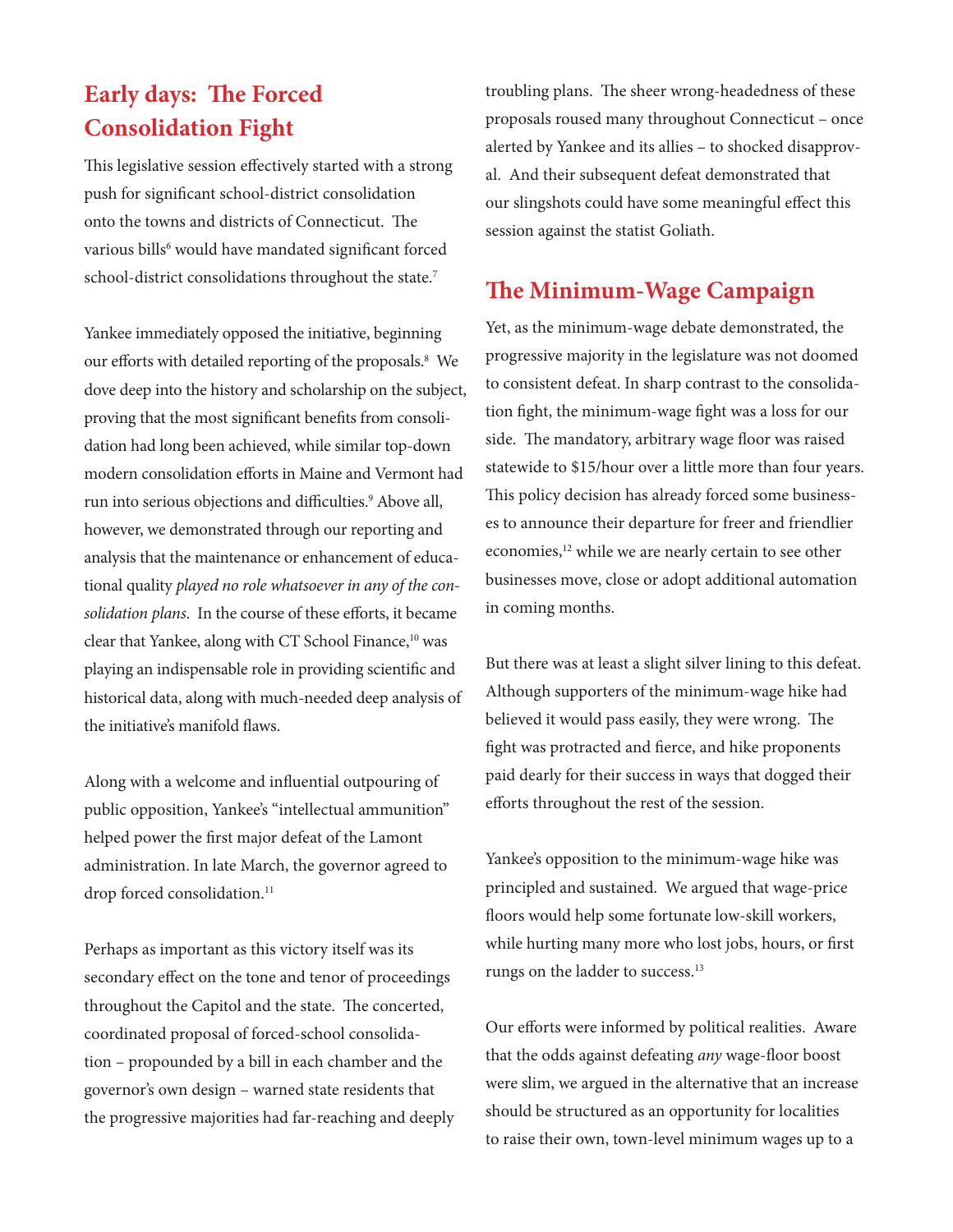## Early days: The Forced Consolidation Fight

This legislative session effectively started with a strong push for significant school-district consolidation onto the towns and districts of Connecticut. The various bills[6] would have mandated significant forced school-district consolidations throughout the state.[7]

Yankee immediately opposed the initiative, beginning our efforts with detailed reporting of the proposals.[8] We dove deep into the history and scholarship on the subject, proving that the most significant benefits from consolidation had long been achieved, while similar top-down modern consolidation efforts in Maine and Vermont had run into serious objections and difficulties.[9] Above all, however, we demonstrated through our reporting and analysis that the maintenance or enhancement of educational quality *played no role whatsoever in any of the consolidation plans*. In the course of these efforts, it became clear that Yankee, along with CT School Finance,[10] was playing an indispensable role in providing scientific and historical data, along with much-needed deep analysis of the initiative's manifold flaws.

Along with a welcome and influential outpouring of public opposition, Yankee's "intellectual ammunition" helped power the first major defeat of the Lamont administration. In late March, the governor agreed to drop forced consolidation.[11]

Perhaps as important as this victory itself was its secondary effect on the tone and tenor of proceedings throughout the Capitol and the state. The concerted, coordinated proposal of forced-school consolidation – propounded by a bill in each chamber and the governor's own design – warned state residents that the progressive majorities had far-reaching and deeply troubling plans. The sheer wrong-headedness of these proposals roused many throughout Connecticut – once alerted by Yankee and its allies – to shocked disapproval. And their subsequent defeat demonstrated that our slingshots could have some meaningful effect this session against the statist Goliath.

## The Minimum-Wage Campaign

Yet, as the minimum-wage debate demonstrated, the progressive majority in the legislature was not doomed to consistent defeat. In sharp contrast to the consolidation fight, the minimum-wage fight was a loss for our side. The mandatory, arbitrary wage floor was raised statewide to $15/hour over a little more than four years. This policy decision has already forced some businesses to announce their departure for freer and friendlier economies,[12] while we are nearly certain to see other businesses move, close or adopt additional automation in coming months.

But there was at least a slight silver lining to this defeat. Although supporters of the minimum-wage hike had believed it would pass easily, they were wrong. The fight was protracted and fierce, and hike proponents paid dearly for their success in ways that dogged their efforts throughout the rest of the session.

Yankee's opposition to the minimum-wage hike was principled and sustained. We argued that wage-price floors would help some fortunate low-skill workers, while hurting many more who lost jobs, hours, or first rungs on the ladder to success.[13]

Our efforts were informed by political realities. Aware that the odds against defeating *any* wage-floor boost were slim, we argued in the alternative that an increase should be structured as an opportunity for localities to raise their own, town-level minimum wages up to a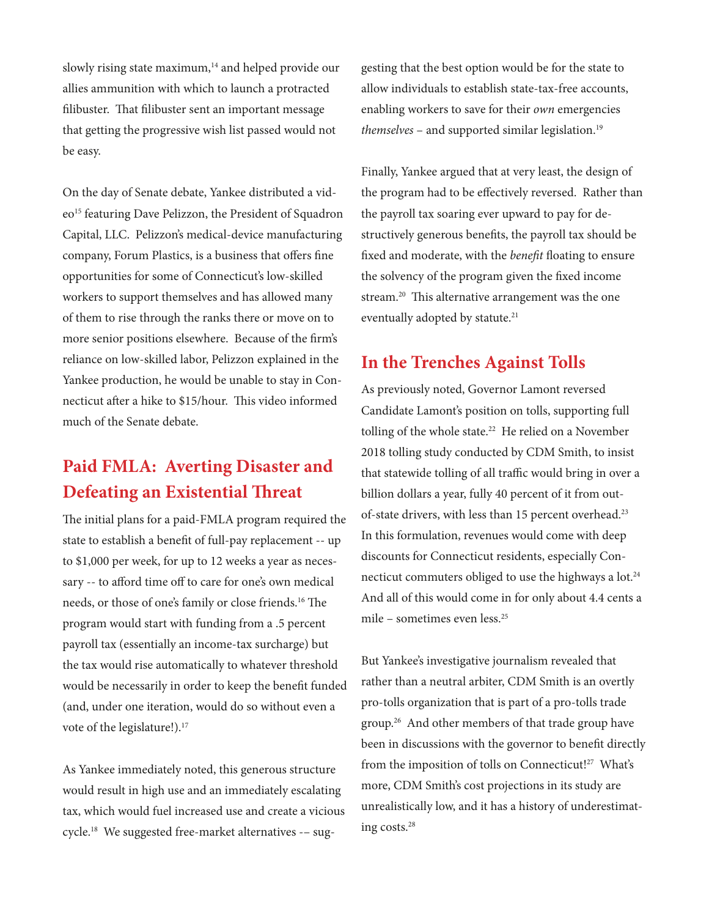slowly rising state maximum,[14] and helped provide our allies ammunition with which to launch a protracted filibuster. That filibuster sent an important message that getting the progressive wish list passed would not be easy.

On the day of Senate debate, Yankee distributed a video[15] featuring Dave Pelizzon, the President of Squadron Capital, LLC. Pelizzon's medical-device manufacturing company, Forum Plastics, is a business that offers fine opportunities for some of Connecticut's low-skilled workers to support themselves and has allowed many of them to rise through the ranks there or move on to more senior positions elsewhere. Because of the firm's reliance on low-skilled labor, Pelizzon explained in the Yankee production, he would be unable to stay in Connecticut after a hike to $15/hour. This video informed much of the Senate debate.

## Paid FMLA: Averting Disaster and Defeating an Existential Threat

The initial plans for a paid-FMLA program required the state to establish a benefit of full-pay replacement -- up to $1,000 per week, for up to 12 weeks a year as necessary -- to afford time off to care for one's own medical needs, or those of one's family or close friends.[16] The program would start with funding from a .5 percent payroll tax (essentially an income-tax surcharge) but the tax would rise automatically to whatever threshold would be necessarily in order to keep the benefit funded (and, under one iteration, would do so without even a vote of the legislature!).[17]

As Yankee immediately noted, this generous structure would result in high use and an immediately escalating tax, which would fuel increased use and create a vicious cycle.[18] We suggested free-market alternatives -– suggesting that the best option would be for the state to allow individuals to establish state-tax-free accounts, enabling workers to save for their *own* emergencies *themselves* – and supported similar legislation.[19]

Finally, Yankee argued that at very least, the design of the program had to be effectively reversed. Rather than the payroll tax soaring ever upward to pay for destructively generous benefits, the payroll tax should be fixed and moderate, with the *benefit* floating to ensure the solvency of the program given the fixed income stream.[20] This alternative arrangement was the one eventually adopted by statute.[21]

## In the Trenches Against Tolls

As previously noted, Governor Lamont reversed Candidate Lamont's position on tolls, supporting full tolling of the whole state.[22] He relied on a November 2018 tolling study conducted by CDM Smith, to insist that statewide tolling of all traffic would bring in over a billion dollars a year, fully 40 percent of it from out-of-state drivers, with less than 15 percent overhead.[23] In this formulation, revenues would come with deep discounts for Connecticut residents, especially Connecticut commuters obliged to use the highways a lot.[24] And all of this would come in for only about 4.4 cents a mile – sometimes even less.[25]

But Yankee's investigative journalism revealed that rather than a neutral arbiter, CDM Smith is an overtly pro-tolls organization that is part of a pro-tolls trade group.[26] And other members of that trade group have been in discussions with the governor to benefit directly from the imposition of tolls on Connecticut![27] What's more, CDM Smith's cost projections in its study are unrealistically low, and it has a history of underestimating costs.[28]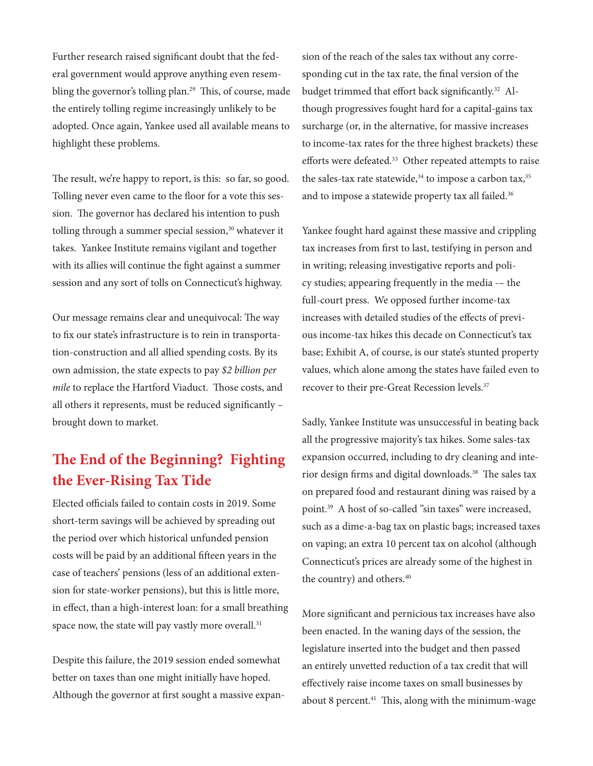Further research raised significant doubt that the federal government would approve anything even resembling the governor's tolling plan.[29] This, of course, made the entirely tolling regime increasingly unlikely to be adopted. Once again, Yankee used all available means to highlight these problems.

The result, we're happy to report, is this: so far, so good. Tolling never even came to the floor for a vote this session. The governor has declared his intention to push tolling through a summer special session,[30] whatever it takes. Yankee Institute remains vigilant and together with its allies will continue the fight against a summer session and any sort of tolls on Connecticut's highway.

Our message remains clear and unequivocal: The way to fix our state's infrastructure is to rein in transportation-construction and all allied spending costs. By its own admission, the state expects to pay *$2 billion per mile* to replace the Hartford Viaduct. Those costs, and all others it represents, must be reduced significantly – brought down to market.

## The End of the Beginning? Fighting the Ever-Rising Tax Tide

Elected officials failed to contain costs in 2019. Some short-term savings will be achieved by spreading out the period over which historical unfunded pension costs will be paid by an additional fifteen years in the case of teachers' pensions (less of an additional extension for state-worker pensions), but this is little more, in effect, than a high-interest loan: for a small breathing space now, the state will pay vastly more overall.[31]

Despite this failure, the 2019 session ended somewhat better on taxes than one might initially have hoped. Although the governor at first sought a massive expansion of the reach of the sales tax without any corresponding cut in the tax rate, the final version of the budget trimmed that effort back significantly.[32] Although progressives fought hard for a capital-gains tax surcharge (or, in the alternative, for massive increases to income-tax rates for the three highest brackets) these efforts were defeated.[33] Other repeated attempts to raise the sales-tax rate statewide,[34] to impose a carbon tax,[35] and to impose a statewide property tax all failed.[36]

Yankee fought hard against these massive and crippling tax increases from first to last, testifying in person and in writing; releasing investigative reports and policy studies; appearing frequently in the media -– the full-court press. We opposed further income-tax increases with detailed studies of the effects of previous income-tax hikes this decade on Connecticut's tax base; Exhibit A, of course, is our state's stunted property values, which alone among the states have failed even to recover to their pre-Great Recession levels.[37]

Sadly, Yankee Institute was unsuccessful in beating back all the progressive majority's tax hikes. Some sales-tax expansion occurred, including to dry cleaning and interior design firms and digital downloads.[38] The sales tax on prepared food and restaurant dining was raised by a point.[39] A host of so-called "sin taxes" were increased, such as a dime-a-bag tax on plastic bags; increased taxes on vaping; an extra 10 percent tax on alcohol (although Connecticut's prices are already some of the highest in the country) and others.[40]

More significant and pernicious tax increases have also been enacted. In the waning days of the session, the legislature inserted into the budget and then passed an entirely unvetted reduction of a tax credit that will effectively raise income taxes on small businesses by about 8 percent.[41] This, along with the minimum-wage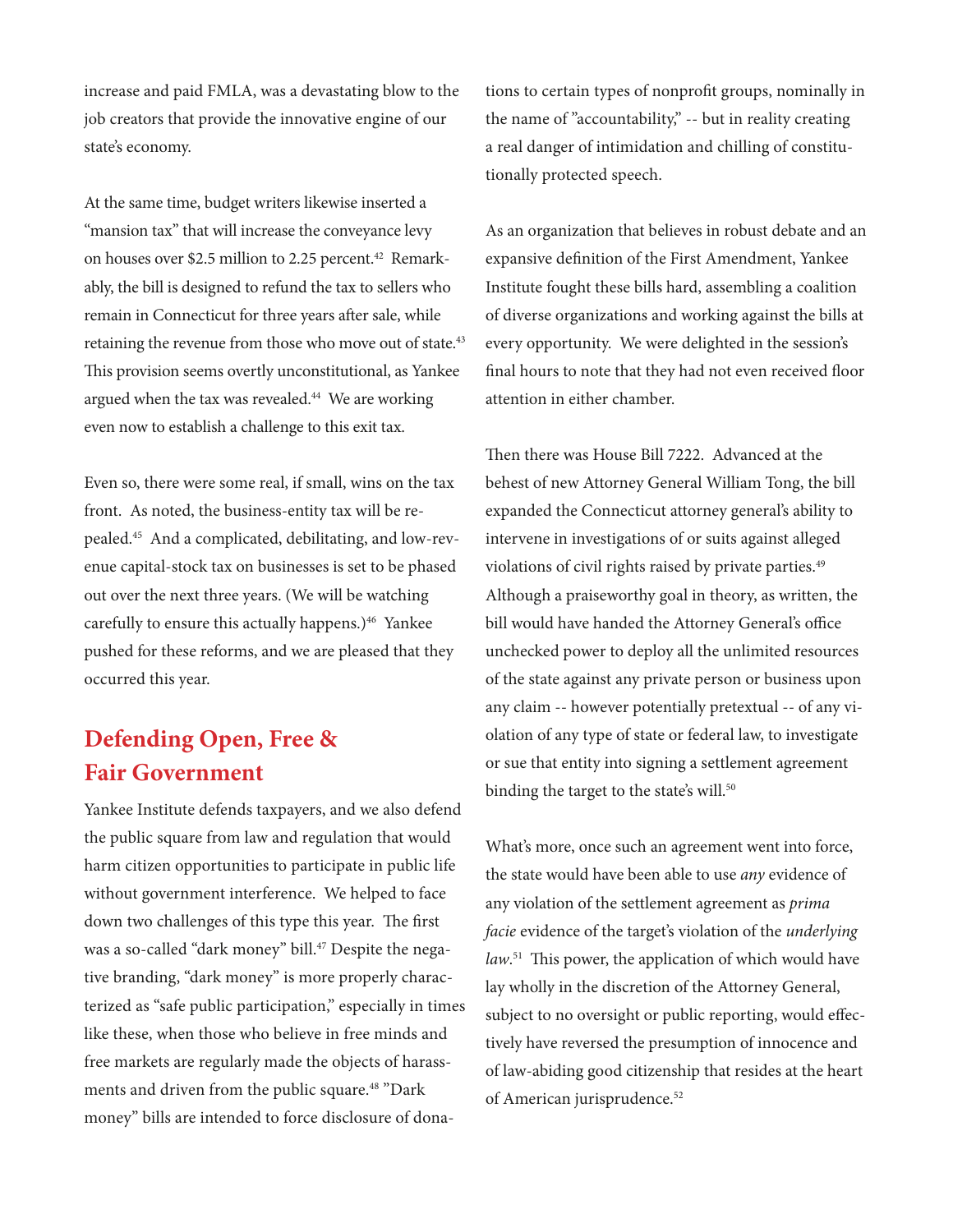increase and paid FMLA, was a devastating blow to the job creators that provide the innovative engine of our state's economy.

At the same time, budget writers likewise inserted a "mansion tax" that will increase the conveyance levy on houses over $2.5 million to 2.25 percent.[42] Remarkably, the bill is designed to refund the tax to sellers who remain in Connecticut for three years after sale, while retaining the revenue from those who move out of state.[43] This provision seems overtly unconstitutional, as Yankee argued when the tax was revealed.[44] We are working even now to establish a challenge to this exit tax.

Even so, there were some real, if small, wins on the tax front. As noted, the business-entity tax will be repealed.[45] And a complicated, debilitating, and low-revenue capital-stock tax on businesses is set to be phased out over the next three years. (We will be watching carefully to ensure this actually happens.)[46] Yankee pushed for these reforms, and we are pleased that they occurred this year.

## Defending Open, Free & Fair Government

Yankee Institute defends taxpayers, and we also defend the public square from law and regulation that would harm citizen opportunities to participate in public life without government interference. We helped to face down two challenges of this type this year. The first was a so-called "dark money" bill.[47] Despite the negative branding, "dark money" is more properly characterized as "safe public participation," especially in times like these, when those who believe in free minds and free markets are regularly made the objects of harassments and driven from the public square.[48] "Dark money" bills are intended to force disclosure of donations to certain types of nonprofit groups, nominally in the name of "accountability," -- but in reality creating a real danger of intimidation and chilling of constitutionally protected speech.

As an organization that believes in robust debate and an expansive definition of the First Amendment, Yankee Institute fought these bills hard, assembling a coalition of diverse organizations and working against the bills at every opportunity. We were delighted in the session's final hours to note that they had not even received floor attention in either chamber.

Then there was House Bill 7222. Advanced at the behest of new Attorney General William Tong, the bill expanded the Connecticut attorney general's ability to intervene in investigations of or suits against alleged violations of civil rights raised by private parties.[49] Although a praiseworthy goal in theory, as written, the bill would have handed the Attorney General's office unchecked power to deploy all the unlimited resources of the state against any private person or business upon any claim -- however potentially pretextual -- of any violation of any type of state or federal law, to investigate or sue that entity into signing a settlement agreement binding the target to the state's will.[50]

What's more, once such an agreement went into force, the state would have been able to use *any* evidence of any violation of the settlement agreement as *prima facie* evidence of the target's violation of the *underlying law*.[51] This power, the application of which would have lay wholly in the discretion of the Attorney General, subject to no oversight or public reporting, would effectively have reversed the presumption of innocence and of law-abiding good citizenship that resides at the heart of American jurisprudence.[52]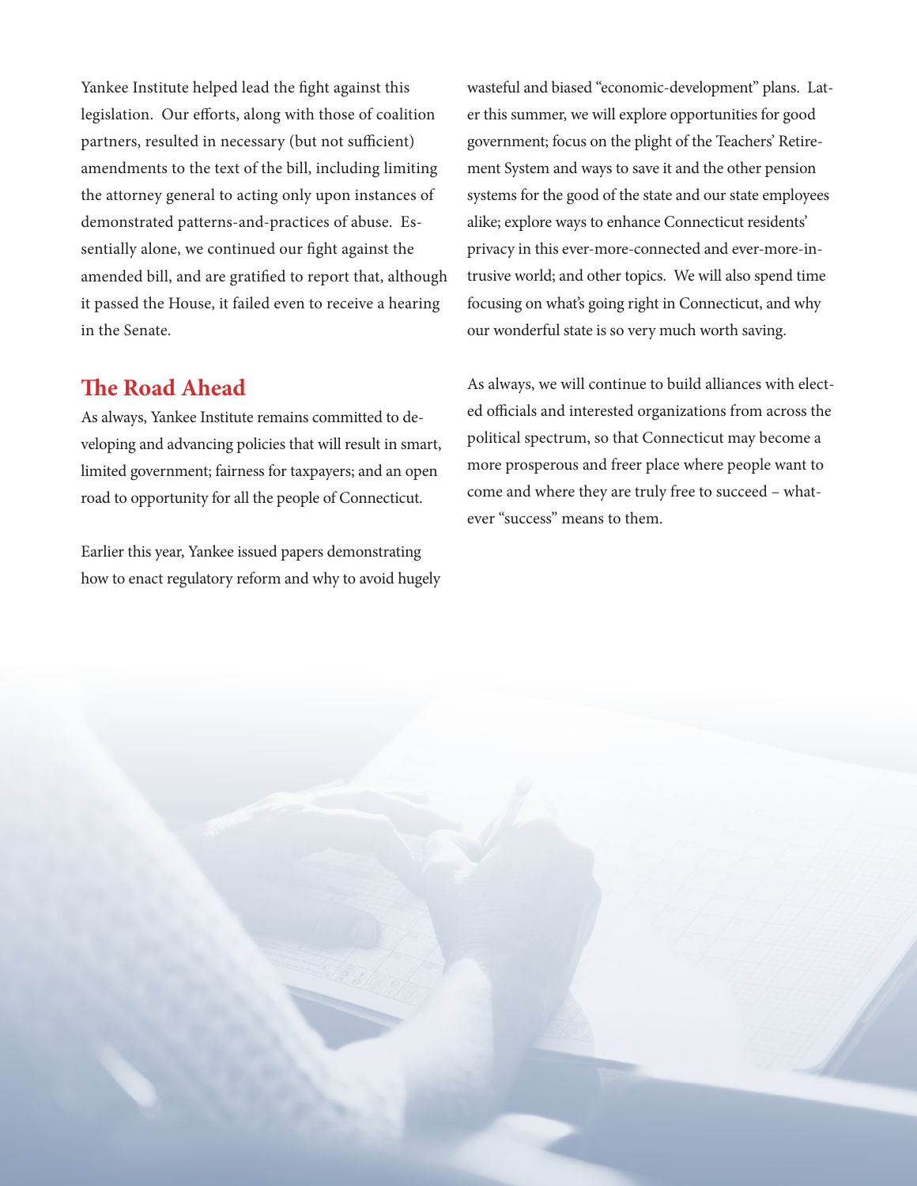Yankee Institute helped lead the fight against this legislation. Our efforts, along with those of coalition partners, resulted in necessary (but not sufficient) amendments to the text of the bill, including limiting the attorney general to acting only upon instances of demonstrated patterns-and-practices of abuse. Essentially alone, we continued our fight against the amended bill, and are gratified to report that, although it passed the House, it failed even to receive a hearing in the Senate.

## The Road Ahead

As always, Yankee Institute remains committed to developing and advancing policies that will result in smart, limited government; fairness for taxpayers; and an open road to opportunity for all the people of Connecticut.

Earlier this year, Yankee issued papers demonstrating how to enact regulatory reform and why to avoid hugely wasteful and biased "economic-development" plans. Later this summer, we will explore opportunities for good government; focus on the plight of the Teachers' Retirement System and ways to save it and the other pension systems for the good of the state and our state employees alike; explore ways to enhance Connecticut residents' privacy in this ever-more-connected and ever-more-intrusive world; and other topics. We will also spend time focusing on what's going right in Connecticut, and why our wonderful state is so very much worth saving.

As always, we will continue to build alliances with elected officials and interested organizations from across the political spectrum, so that Connecticut may become a more prosperous and freer place where people want to come and where they are truly free to succeed – whatever "success" means to them.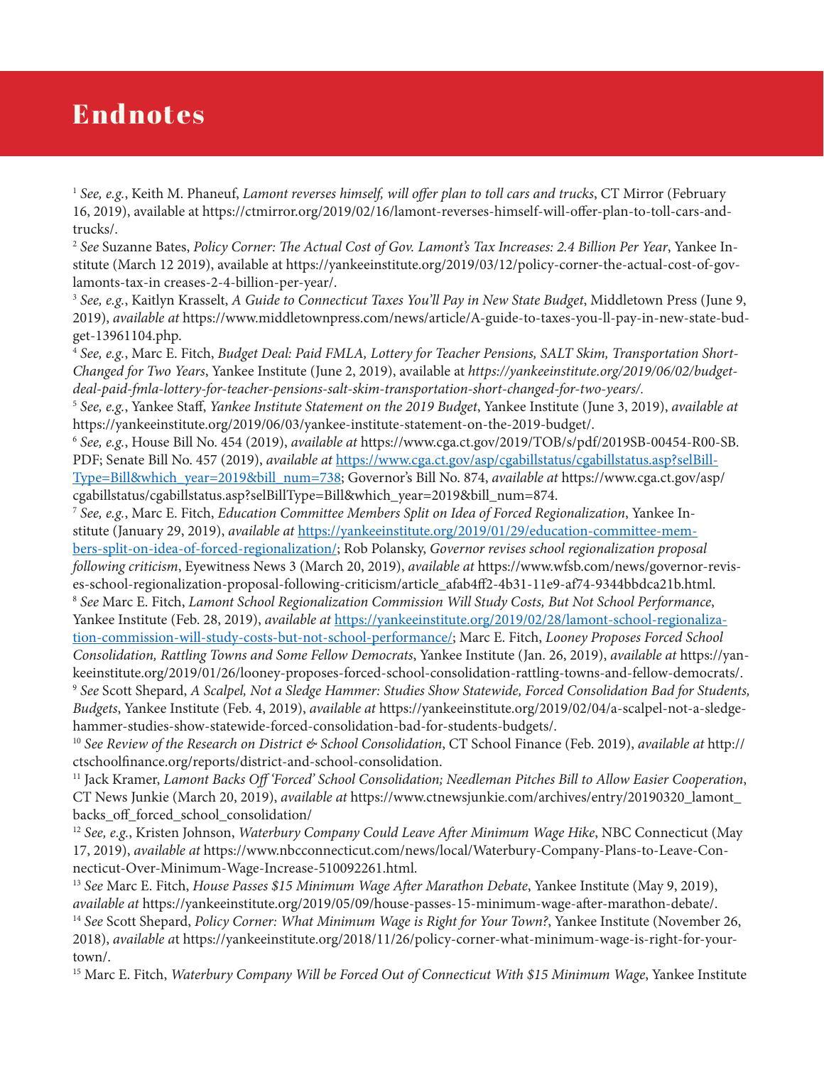# Endnotes

[1] *See, e.g.*, Keith M. Phaneuf, *Lamont reverses himself, will offer plan to toll cars and trucks*, CT Mirror (February 16, 2019), available at https://ctmirror.org/2019/02/16/lamont-reverses-himself-will-offer-plan-to-toll-cars-and-trucks/.

[2] *See* Suzanne Bates, *Policy Corner: The Actual Cost of Gov. Lamont's Tax Increases: 2.4 Billion Per Year*, Yankee Institute (March 12 2019), available at https://yankeeinstitute.org/2019/03/12/policy-corner-the-actual-cost-of-gov-lamonts-tax-in creases-2-4-billion-per-year/.

[3] *See, e.g.*, Kaitlyn Krasselt, *A Guide to Connecticut Taxes You'll Pay in New State Budget*, Middletown Press (June 9, 2019), *available at* https://www.middletownpress.com/news/article/A-guide-to-taxes-you-ll-pay-in-new-state-budget-13961104.php.

[4] *See, e.g.*, Marc E. Fitch, *Budget Deal: Paid FMLA, Lottery for Teacher Pensions, SALT Skim, Transportation Short-Changed for Two Years*, Yankee Institute (June 2, 2019), available at *https://yankeeinstitute.org/2019/06/02/budget-deal-paid-fmla-lottery-for-teacher-pensions-salt-skim-transportation-short-changed-for-two-years/.*

[5] *See, e.g.*, Yankee Staff, *Yankee Institute Statement on the 2019 Budget*, Yankee Institute (June 3, 2019), *available at* https://yankeeinstitute.org/2019/06/03/yankee-institute-statement-on-the-2019-budget/.

[6] *See, e.g.*, House Bill No. 454 (2019), *available at* https://www.cga.ct.gov/2019/TOB/s/pdf/2019SB-00454-R00-SB.PDF; Senate Bill No. 457 (2019), *available at* https://www.cga.ct.gov/asp/cgabillstatus/cgabillstatus.asp?selBillType=Bill&which_year=2019&bill_num=738; Governor's Bill No. 874, *available at* https://www.cga.ct.gov/asp/cgabillstatus/cgabillstatus.asp?selBillType=Bill&which_year=2019&bill_num=874.

[7] *See, e.g.*, Marc E. Fitch, *Education Committee Members Split on Idea of Forced Regionalization*, Yankee Institute (January 29, 2019), *available at* https://yankeeinstitute.org/2019/01/29/education-committee-members-split-on-idea-of-forced-regionalization/; Rob Polansky, *Governor revises school regionalization proposal following criticism*, Eyewitness News 3 (March 20, 2019), *available at* https://www.wfsb.com/news/governor-revises-school-regionalization-proposal-following-criticism/article_afab4ff2-4b31-11e9-af74-9344bbdca21b.html.

[8] *See* Marc E. Fitch, *Lamont School Regionalization Commission Will Study Costs, But Not School Performance*, Yankee Institute (Feb. 28, 2019), *available at* https://yankeeinstitute.org/2019/02/28/lamont-school-regionalization-commission-will-study-costs-but-not-school-performance/; Marc E. Fitch, *Looney Proposes Forced School Consolidation, Rattling Towns and Some Fellow Democrats*, Yankee Institute (Jan. 26, 2019), *available at* https://yankeeinstitute.org/2019/01/26/looney-proposes-forced-school-consolidation-rattling-towns-and-fellow-democrats/.

[9] *See* Scott Shepard, *A Scalpel, Not a Sledge Hammer: Studies Show Statewide, Forced Consolidation Bad for Students, Budgets*, Yankee Institute (Feb. 4, 2019), *available at* https://yankeeinstitute.org/2019/02/04/a-scalpel-not-a-sledge-hammer-studies-show-statewide-forced-consolidation-bad-for-students-budgets/.

[10] *See Review of the Research on District & School Consolidation*, CT School Finance (Feb. 2019), *available at* http://ctschoolfinance.org/reports/district-and-school-consolidation.

[11] Jack Kramer, *Lamont Backs Off 'Forced' School Consolidation; Needleman Pitches Bill to Allow Easier Cooperation*, CT News Junkie (March 20, 2019), *available at* https://www.ctnewsjunkie.com/archives/entry/20190320_lamont_backs_off_forced_school_consolidation/

[12] *See, e.g.*, Kristen Johnson, *Waterbury Company Could Leave After Minimum Wage Hike*, NBC Connecticut (May 17, 2019), *available at* https://www.nbcconnecticut.com/news/local/Waterbury-Company-Plans-to-Leave-Connecticut-Over-Minimum-Wage-Increase-510092261.html.

[13] *See* Marc E. Fitch, *House Passes $15 Minimum Wage After Marathon Debate*, Yankee Institute (May 9, 2019), *available at* https://yankeeinstitute.org/2019/05/09/house-passes-15-minimum-wage-after-marathon-debate/.

[14] *See* Scott Shepard, *Policy Corner: What Minimum Wage is Right for Your Town?*, Yankee Institute (November 26, 2018), *available a*t https://yankeeinstitute.org/2018/11/26/policy-corner-what-minimum-wage-is-right-for-your-town/.

[15] Marc E. Fitch, *Waterbury Company Will be Forced Out of Connecticut With $15 Minimum Wage*, Yankee Institute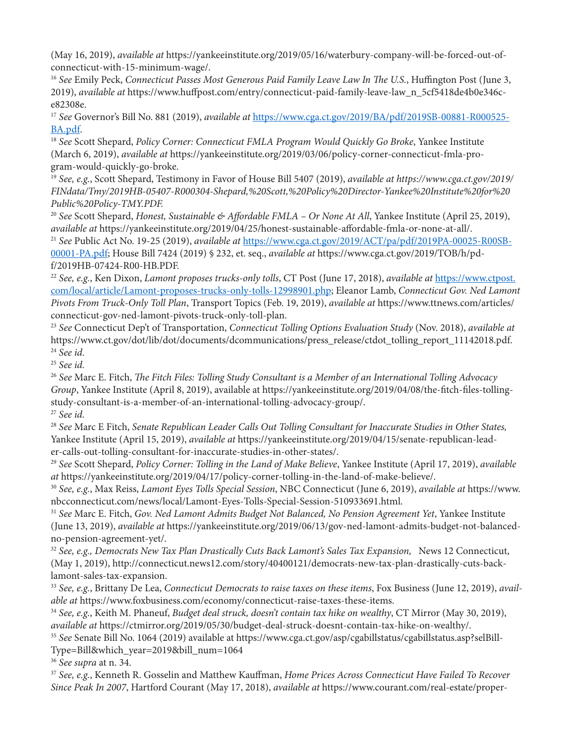(May 16, 2019), *available at* https://yankeeinstitute.org/2019/05/16/waterbury-company-will-be-forced-out-of-connecticut-with-15-minimum-wage/.

[16] *See* Emily Peck, *Connecticut Passes Most Generous Paid Family Leave Law In The U.S.*, Huffington Post (June 3, 2019), *available at* https://www.huffpost.com/entry/connecticut-paid-family-leave-law_n_5cf5418de4b0e346c-e82308e.

[17] *See* Governor's Bill No. 881 (2019), *available at* https://www.cga.ct.gov/2019/BA/pdf/2019SB-00881-R000525-BA.pdf.

[18] *See* Scott Shepard, *Policy Corner: Connecticut FMLA Program Would Quickly Go Broke*, Yankee Institute (March 6, 2019), *available at* https://yankeeinstitute.org/2019/03/06/policy-corner-connecticut-fmla-program-would-quickly-go-broke.

[19] *See, e.g.*, Scott Shepard, Testimony in Favor of House Bill 5407 (2019), *available at https://www.cga.ct.gov/2019/FINdata/Tmy/2019HB-05407-R000304-Shepard,%20Scott,%20Policy%20Director-Yankee%20Institute%20for%20Public%20Policy-TMY.PDF.*

[20] *See* Scott Shepard, *Honest, Sustainable & Affordable FMLA – Or None At All*, Yankee Institute (April 25, 2019), *available at* https://yankeeinstitute.org/2019/04/25/honest-sustainable-affordable-fmla-or-none-at-all/.

[21] *See* Public Act No. 19-25 (2019), *available at* https://www.cga.ct.gov/2019/ACT/pa/pdf/2019PA-00025-R00SB-00001-PA.pdf; House Bill 7424 (2019) § 232, et. seq., *available at* https://www.cga.ct.gov/2019/TOB/h/pdf/2019HB-07424-R00-HB.PDF.

[22] *See, e.g.*, Ken Dixon, *Lamont proposes trucks-only tolls*, CT Post (June 17, 2018), *available at* https://www.ctpost.com/local/article/Lamont-proposes-trucks-only-tolls-12998901.php; Eleanor Lamb, *Connecticut Gov. Ned Lamont Pivots From Truck-Only Toll Plan*, Transport Topics (Feb. 19, 2019), *available at* https://www.ttnews.com/articles/connecticut-gov-ned-lamont-pivots-truck-only-toll-plan.

[23] *See* Connecticut Dep't of Transportation, *Connecticut Tolling Options Evaluation Study* (Nov. 2018), *available at* https://www.ct.gov/dot/lib/dot/documents/dcommunications/press_release/ctdot_tolling_report_11142018.pdf.

[24] *See id.*

[25] *See id.*

[26] *See* Marc E. Fitch, *The Fitch Files: Tolling Study Consultant is a Member of an International Tolling Advocacy Group*, Yankee Institute (April 8, 2019), available at https://yankeeinstitute.org/2019/04/08/the-fitch-files-tolling-study-consultant-is-a-member-of-an-international-tolling-advocacy-group/.

[27] *See id.*

[28] *See* Marc E Fitch, *Senate Republican Leader Calls Out Tolling Consultant for Inaccurate Studies in Other States,* Yankee Institute (April 15, 2019), *available at* https://yankeeinstitute.org/2019/04/15/senate-republican-leader-calls-out-tolling-consultant-for-inaccurate-studies-in-other-states/.

[29] *See* Scott Shepard, *Policy Corner: Tolling in the Land of Make Believe*, Yankee Institute (April 17, 2019), *available at* https://yankeeinstitute.org/2019/04/17/policy-corner-tolling-in-the-land-of-make-believe/.

[30] *See, e.g.*, Max Reiss, *Lamont Eyes Tolls Special Session*, NBC Connecticut (June 6, 2019), *available at* https://www.nbcconnecticut.com/news/local/Lamont-Eyes-Tolls-Special-Session-510933691.html.

[31] *See* Marc E. Fitch, *Gov. Ned Lamont Admits Budget Not Balanced, No Pension Agreement Yet*, Yankee Institute (June 13, 2019), *available at* https://yankeeinstitute.org/2019/06/13/gov-ned-lamont-admits-budget-not-balanced-no-pension-agreement-yet/.

[32] *See, e.g., Democrats New Tax Plan Drastically Cuts Back Lamont's Sales Tax Expansion,* News 12 Connecticut, (May 1, 2019), http://connecticut.news12.com/story/40400121/democrats-new-tax-plan-drastically-cuts-back-lamont-sales-tax-expansion.

[33] *See, e.g.*, Brittany De Lea, *Connecticut Democrats to raise taxes on these items*, Fox Business (June 12, 2019), *available at* https://www.foxbusiness.com/economy/connecticut-raise-taxes-these-items.

[34] *See, e.g.*, Keith M. Phaneuf, *Budget deal struck, doesn't contain tax hike on wealthy*, CT Mirror (May 30, 2019), *available at* https://ctmirror.org/2019/05/30/budget-deal-struck-doesnt-contain-tax-hike-on-wealthy/.

[35] *See* Senate Bill No. 1064 (2019) available at https://www.cga.ct.gov/asp/cgabillstatus/cgabillstatus.asp?selBillType=Bill&which_year=2019&bill_num=1064

[36] *See supra* at n. 34.

[37] *See, e.g.*, Kenneth R. Gosselin and Matthew Kauffman, *Home Prices Across Connecticut Have Failed To Recover Since Peak In 2007*, Hartford Courant (May 17, 2018), *available at* https://www.courant.com/real-estate/proper-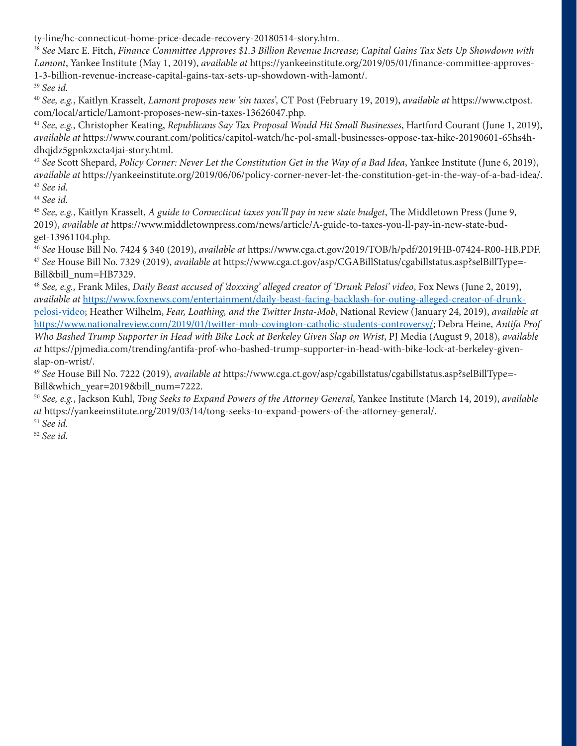ty-line/hc-connecticut-home-price-decade-recovery-20180514-story.htm.

[38] *See* Marc E. Fitch, *Finance Committee Approves $1.3 Billion Revenue Increase; Capital Gains Tax Sets Up Showdown with Lamont*, Yankee Institute (May 1, 2019), *available at* https://yankeeinstitute.org/2019/05/01/finance-committee-approves-1-3-billion-revenue-increase-capital-gains-tax-sets-up-showdown-with-lamont/.

[39] *See id.*

[40] *See, e.g.*, Kaitlyn Krasselt, *Lamont proposes new 'sin taxes',* CT Post (February 19, 2019), *available at* https://www.ctpost.com/local/article/Lamont-proposes-new-sin-taxes-13626047.php.

[41] *See, e.g.,* Christopher Keating, *Republicans Say Tax Proposal Would Hit Small Businesses*, Hartford Courant (June 1, 2019), *available at* https://www.courant.com/politics/capitol-watch/hc-pol-small-businesses-oppose-tax-hike-20190601-65hs4h-dhqjdz5gpnkzxcta4jai-story.html.

[42] *See* Scott Shepard, *Policy Corner: Never Let the Constitution Get in the Way of a Bad Idea*, Yankee Institute (June 6, 2019), *available at* https://yankeeinstitute.org/2019/06/06/policy-corner-never-let-the-constitution-get-in-the-way-of-a-bad-idea/.

[43] *See id.*

[44] *See id.*

[45] *See, e.g.*, Kaitlyn Krasselt, *A guide to Connecticut taxes you'll pay in new state budget*, The Middletown Press (June 9, 2019), *available at* https://www.middletownpress.com/news/article/A-guide-to-taxes-you-ll-pay-in-new-state-budget-13961104.php.

[46] *See* House Bill No. 7424 § 340 (2019), *available at* https://www.cga.ct.gov/2019/TOB/h/pdf/2019HB-07424-R00-HB.PDF.

[47] *See* House Bill No. 7329 (2019), *available at* https://www.cga.ct.gov/asp/CGABillStatus/cgabillstatus.asp?selBillType=-Bill&bill_num=HB7329.

[48] *See, e.g.,* Frank Miles, *Daily Beast accused of 'doxxing' alleged creator of 'Drunk Pelosi' video*, Fox News (June 2, 2019), *available at* https://www.foxnews.com/entertainment/daily-beast-facing-backlash-for-outing-alleged-creator-of-drunk-pelosi-video; Heather Wilhelm, *Fear, Loathing, and the Twitter Insta-Mob*, National Review (January 24, 2019), *available at* https://www.nationalreview.com/2019/01/twitter-mob-covington-catholic-students-controversy/; Debra Heine, *Antifa Prof Who Bashed Trump Supporter in Head with Bike Lock at Berkeley Given Slap on Wrist*, PJ Media (August 9, 2018), *available at* https://pjmedia.com/trending/antifa-prof-who-bashed-trump-supporter-in-head-with-bike-lock-at-berkeley-given-slap-on-wrist/.

[49] *See* House Bill No. 7222 (2019), *available at* https://www.cga.ct.gov/asp/cgabillstatus/cgabillstatus.asp?selBillType=-Bill&which_year=2019&bill_num=7222.

[50] *See, e.g.*, Jackson Kuhl, *Tong Seeks to Expand Powers of the Attorney General*, Yankee Institute (March 14, 2019), *available at* https://yankeeinstitute.org/2019/03/14/tong-seeks-to-expand-powers-of-the-attorney-general/.

[51] *See id.*

[52] *See id.*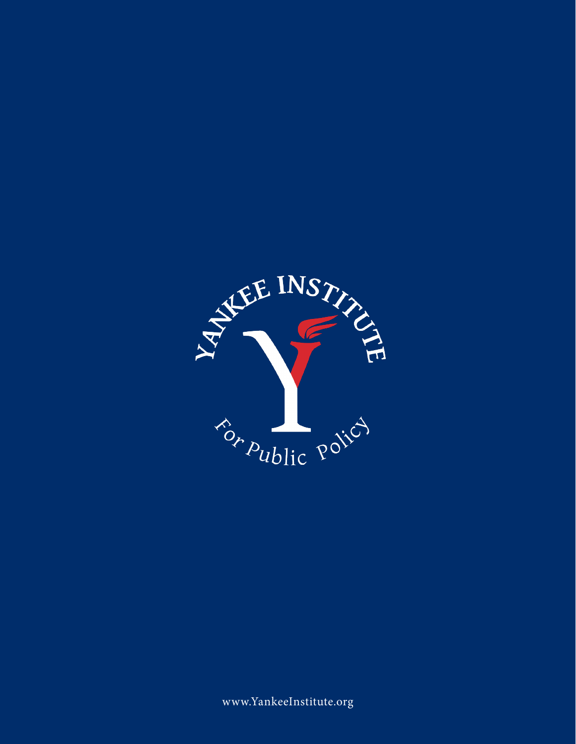YANKEE INSTITUTE

For Public Policy

www.YankeeInstitute.org